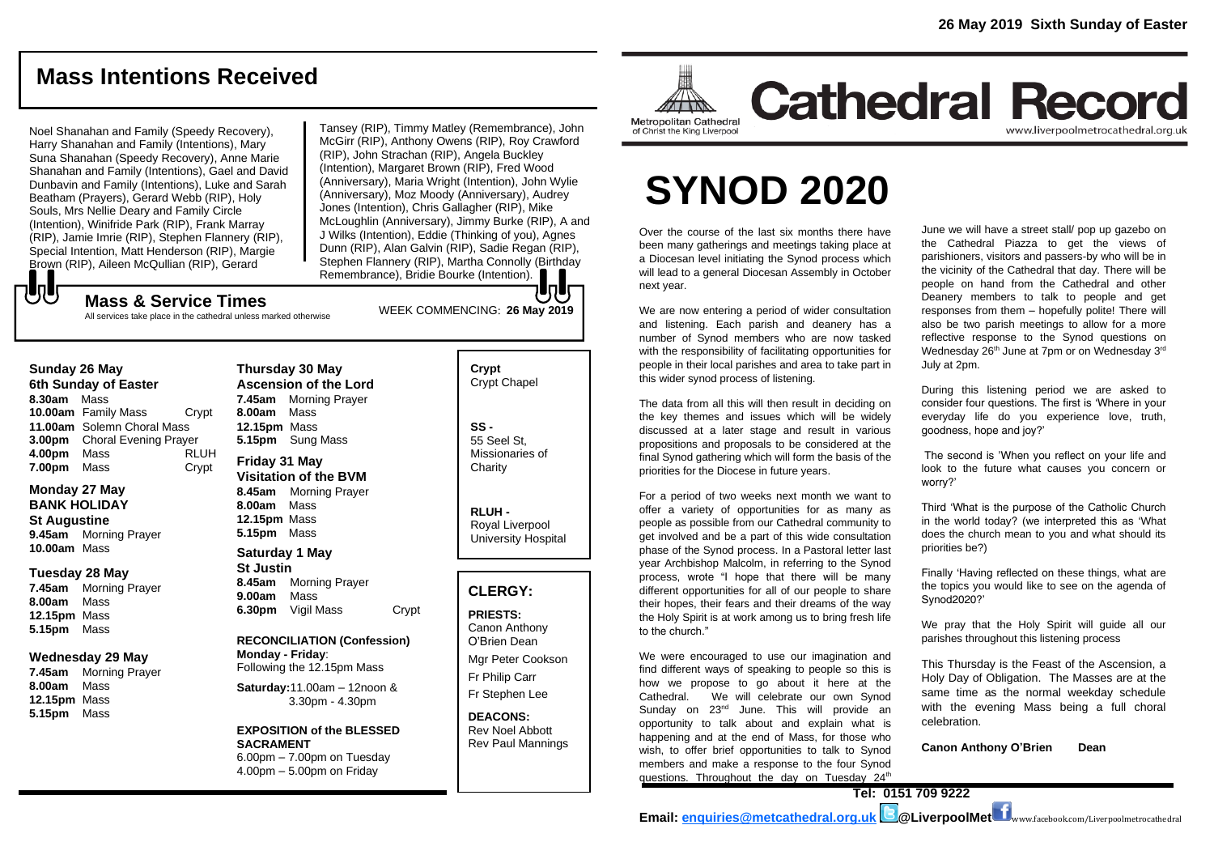26 May 2019 Sixth Sunday of Easter

# Mass Intentions Received

Noel Shanahan and Family (Speedy Recovery), Harry Shanahan and Family (Intentions), Mary Suna Shanahan (Speedy Recovery), Anne Marie Shanahan and Family (Intentions), Gael and David Dunbavin and Family (Intentions), Luke and Sarah Beatham (Prayers), Gerard Webb (RIP), Holy Souls, Mrs Nellie Deary and Family Circle (Intention), Winifride Park (RIP), Frank Marray (RIP), Jamie Imrie (RIP), Stephen Flannery (RIP), Special Intention, Matt Henderson (RIP), Margie Brown (RIP), Aileen McQullian (RIP), Gerard Tansey (RIP), Timmy Matley (Remembrance), John McGirr (RIP), Anthony Owens (RIP), Roy Crawford (RIP), John Strachan (RIP), Angela Buckley (Intention), Margaret Brown (RIP), Fred Wood (Anniversary), Maria Wright (Intention), John Wylie (Anniversary), Moz Moody (Anniversary), Audrey Jones (Intention), Chris Gallagher (RIP), Mike McLoughlin (Anniversary), Jimmy Burke (RIP), A and J Wilks (Intention), Eddie (Thinking of you), Agnes Dunn (RIP), Alan Galvin (RIP), Sadie Regan (RIP), Stephen Flannery (RIP), Martha Connolly (Birthday Remembrance), Bridie Bourke (Intention).

## Mass & Service Times

All services take place in the cathedral unless marked otherwise

WEEK COMMENCING: **26 May 2019**

**Sunday 26 May**
**6th Sunday of Easter**
**8.30am** Mass
**10.00am** Family Mass Crypt
**11.00am** Solemn Choral Mass
**3.00pm** Choral Evening Prayer
**4.00pm** Mass RLUH
**7.00pm** Mass Crypt

**Monday 27 May**
**BANK HOLIDAY**
**St Augustine**
**9.45am** Morning Prayer
**10.00am** Mass

**Tuesday 28 May**
**7.45am** Morning Prayer
**8.00am** Mass
**12.15pm** Mass
**5.15pm** Mass

**Wednesday 29 May**
**7.45am** Morning Prayer
**8.00am** Mass
**12.15pm** Mass
**5.15pm** Mass

**Thursday 30 May**
**Ascension of the Lord**
**7.45am** Morning Prayer
**8.00am** Mass
**12.15pm** Mass
**5.15pm** Sung Mass

**Friday 31 May**
**Visitation of the BVM**
**8.45am** Morning Prayer
**8.00am** Mass
**12.15pm** Mass
**5.15pm** Mass

**Saturday 1 May**
**St Justin**
**8.45am** Morning Prayer
**9.00am** Mass
**6.30pm** Vigil Mass Crypt

**RECONCILIATION (Confession)**
**Monday - Friday**:
Following the 12.15pm Mass

**Saturday:**11.00am – 12noon & 3.30pm - 4.30pm

**EXPOSITION of the BLESSED SACRAMENT**
6.00pm – 7.00pm on Tuesday
4.00pm – 5.00pm on Friday

**Crypt**
Crypt Chapel

**SS -**
55 Seel St, Missionaries of Charity

**RLUH -**
Royal Liverpool University Hospital

## CLERGY:

**PRIESTS:**
Canon Anthony O'Brien Dean
Mgr Peter Cookson
Fr Philip Carr
Fr Stephen Lee

**DEACONS:**
Rev Noel Abbott
Rev Paul Mannings

Metropolitan Cathedral of Christ the King Liverpool

# Cathedral Record

www.liverpoolmetrocathedral.org.uk

# SYNOD 2020

Over the course of the last six months there have been many gatherings and meetings taking place at a Diocesan level initiating the Synod process which will lead to a general Diocesan Assembly in October next year.

We are now entering a period of wider consultation and listening. Each parish and deanery has a number of Synod members who are now tasked with the responsibility of facilitating opportunities for people in their local parishes and area to take part in this wider synod process of listening.

The data from all this will then result in deciding on the key themes and issues which will be widely discussed at a later stage and result in various propositions and proposals to be considered at the final Synod gathering which will form the basis of the priorities for the Diocese in future years.

For a period of two weeks next month we want to offer a variety of opportunities for as many as people as possible from our Cathedral community to get involved and be a part of this wide consultation phase of the Synod process. In a Pastoral letter last year Archbishop Malcolm, in referring to the Synod process, wrote "I hope that there will be many different opportunities for all of our people to share their hopes, their fears and their dreams of the way the Holy Spirit is at work among us to bring fresh life to the church."

We were encouraged to use our imagination and find different ways of speaking to people so this is how we propose to go about it here at the Cathedral. We will celebrate our own Synod Sunday on 23rd June. This will provide an opportunity to talk about and explain what is happening and at the end of Mass, for those who wish, to offer brief opportunities to talk to Synod members and make a response to the four Synod questions. Throughout the day on Tuesday 24th June we will have a street stall/ pop up gazebo on the Cathedral Piazza to get the views of parishioners, visitors and passers-by who will be in the vicinity of the Cathedral that day. There will be people on hand from the Cathedral and other Deanery members to talk to people and get responses from them – hopefully polite! There will also be two parish meetings to allow for a more reflective response to the Synod questions on Wednesday 26th June at 7pm or on Wednesday 3rd July at 2pm.

During this listening period we are asked to consider four questions. The first is 'Where in your everyday life do you experience love, truth, goodness, hope and joy?'

The second is 'When you reflect on your life and look to the future what causes you concern or worry?'

Third 'What is the purpose of the Catholic Church in the world today? (we interpreted this as 'What does the church mean to you and what should its priorities be?)

Finally 'Having reflected on these things, what are the topics you would like to see on the agenda of Synod2020?'

We pray that the Holy Spirit will guide all our parishes throughout this listening process

This Thursday is the Feast of the Ascension, a Holy Day of Obligation. The Masses are at the same time as the normal weekday schedule with the evening Mass being a full choral celebration.

**Canon Anthony O'Brien Dean**

**Tel: 0151 709 9222**

**Email: enquiries@metcathedral.org.uk @LiverpoolMet** www.facebook.com/Liverpoolmetrocathedral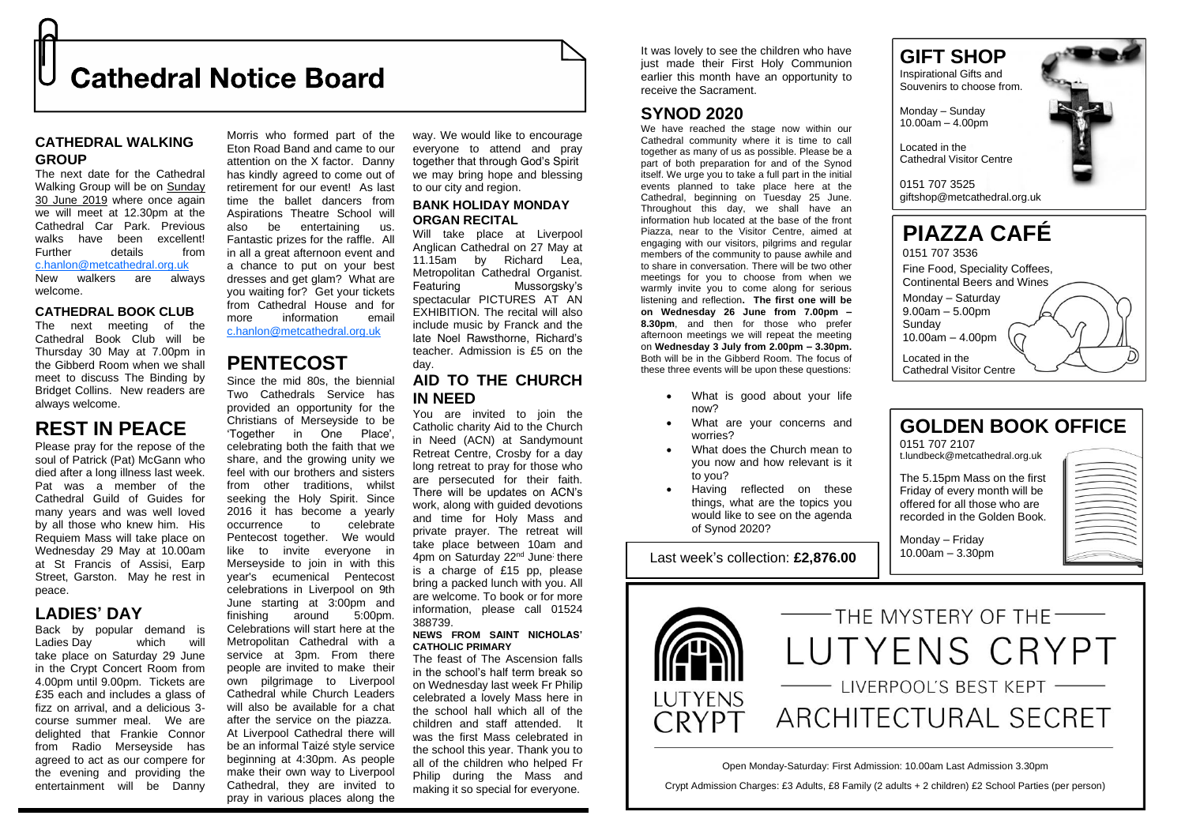# Cathedral Notice Board

### CATHEDRAL WALKING GROUP

The next date for the Cathedral Walking Group will be on Sunday 30 June 2019 where once again we will meet at 12.30pm at the Cathedral Car Park. Previous walks have been excellent! Further details from c.hanlon@metcathedral.org.uk New walkers are always welcome.

### CATHEDRAL BOOK CLUB

The next meeting of the Cathedral Book Club will be Thursday 30 May at 7.00pm in the Gibberd Room when we shall meet to discuss The Binding by Bridget Collins. New readers are always welcome.

## REST IN PEACE

Please pray for the repose of the soul of Patrick (Pat) McGann who died after a long illness last week. Pat was a member of the Cathedral Guild of Guides for many years and was well loved by all those who knew him. His Requiem Mass will take place on Wednesday 29 May at 10.00am at St Francis of Assisi, Earp Street, Garston. May he rest in peace.

## LADIES' DAY

Back by popular demand is Ladies Day which will take place on Saturday 29 June in the Crypt Concert Room from 4.00pm until 9.00pm. Tickets are £35 each and includes a glass of fizz on arrival, and a delicious 3-course summer meal. We are delighted that Frankie Connor from Radio Merseyside has agreed to act as our compere for the evening and providing the entertainment will be Danny Morris who formed part of the Eton Road Band and came to our attention on the X factor. Danny has kindly agreed to come out of retirement for our event! As last time the ballet dancers from Aspirations Theatre School will also be entertaining us. Fantastic prizes for the raffle. All in all a great afternoon event and a chance to put on your best dresses and get glam? What are you waiting for? Get your tickets from Cathedral House and for more information email c.hanlon@metcathedral.org.uk

## PENTECOST

Since the mid 80s, the biennial Two Cathedrals Service has provided an opportunity for the Christians of Merseyside to be 'Together in One Place', celebrating both the faith that we share, and the growing unity we feel with our brothers and sisters from other traditions, whilst seeking the Holy Spirit. Since 2016 it has become a yearly occurrence to celebrate Pentecost together. We would like to invite everyone in Merseyside to join in with this year's ecumenical Pentecost celebrations in Liverpool on 9th June starting at 3:00pm and finishing around 5:00pm. Celebrations will start here at the Metropolitan Cathedral with a service at 3pm. From there people are invited to make their own pilgrimage to Liverpool Cathedral while Church Leaders will also be available for a chat after the service on the piazza. At Liverpool Cathedral there will be an informal Taizé style service beginning at 4:30pm. As people make their own way to Liverpool Cathedral, they are invited to pray in various places along the way. We would like to encourage everyone to attend and pray together that through God's Spirit we may bring hope and blessing to our city and region.

### BANK HOLIDAY MONDAY ORGAN RECITAL

Will take place at Liverpool Anglican Cathedral on 27 May at 11.15am by Richard Lea, Metropolitan Cathedral Organist. Featuring Mussorgsky's spectacular PICTURES AT AN EXHIBITION. The recital will also include music by Franck and the late Noel Rawsthorne, Richard's teacher. Admission is £5 on the day.

## AID TO THE CHURCH IN NEED

You are invited to join the Catholic charity Aid to the Church in Need (ACN) at Sandymount Retreat Centre, Crosby for a day long retreat to pray for those who are persecuted for their faith. There will be updates on ACN's work, along with guided devotions and time for Holy Mass and private prayer. The retreat will take place between 10am and 4pm on Saturday 22nd June there is a charge of £15 pp, please bring a packed lunch with you. All are welcome. To book or for more information, please call 01524 388739.

#### NEWS FROM SAINT NICHOLAS' CATHOLIC PRIMARY

The feast of The Ascension falls in the school's half term break so on Wednesday last week Fr Philip celebrated a lovely Mass here in the school hall which all of the children and staff attended. It was the first Mass celebrated in the school this year. Thank you to all of the children who helped Fr Philip during the Mass and making it so special for everyone.

It was lovely to see the children who have just made their First Holy Communion earlier this month have an opportunity to receive the Sacrament.

## SYNOD 2020

We have reached the stage now within our Cathedral community where it is time to call together as many of us as possible. Please be a part of both preparation for and of the Synod itself. We urge you to take a full part in the initial events planned to take place here at the Cathedral, beginning on Tuesday 25 June. Throughout this day, we shall have an information hub located at the base of the front Piazza, near to the Visitor Centre, aimed at engaging with our visitors, pilgrims and regular members of the community to pause awhile and to share in conversation. There will be two other meetings for you to choose from when we warmly invite you to come along for serious listening and reflection. **The first one will be on Wednesday 26 June from 7.00pm – 8.30pm**, and then for those who prefer afternoon meetings we will repeat the meeting on **Wednesday 3 July from 2.00pm – 3.30pm.** Both will be in the Gibberd Room. The focus of these three events will be upon these questions:

- What is good about your life now?
- What are your concerns and worries?
- What does the Church mean to you now and how relevant is it to you?
- Having reflected on these things, what are the topics you would like to see on the agenda of Synod 2020?

Last week's collection: **£2,876.00**

## GIFT SHOP

Inspirational Gifts and Souvenirs to choose from.

Monday – Sunday
10.00am – 4.00pm

Located in the Cathedral Visitor Centre

0151 707 3525
giftshop@metcathedral.org.uk

## PIAZZA CAFÉ

0151 707 3536

Fine Food, Speciality Coffees, Continental Beers and Wines

Monday – Saturday
9.00am – 5.00pm
Sunday
10.00am – 4.00pm

Located in the Cathedral Visitor Centre

## GOLDEN BOOK OFFICE

0151 707 2107
t.lundbeck@metcathedral.org.uk

The 5.15pm Mass on the first Friday of every month will be offered for all those who are recorded in the Golden Book.

Monday – Friday
10.00am – 3.30pm

LUTYENS CRYPT

THE MYSTERY OF THE LUTYENS CRYPT — LIVERPOOL'S BEST KEPT — ARCHITECTURAL SECRET

Open Monday-Saturday: First Admission: 10.00am Last Admission 3.30pm

Crypt Admission Charges: £3 Adults, £8 Family (2 adults + 2 children) £2 School Parties (per person)